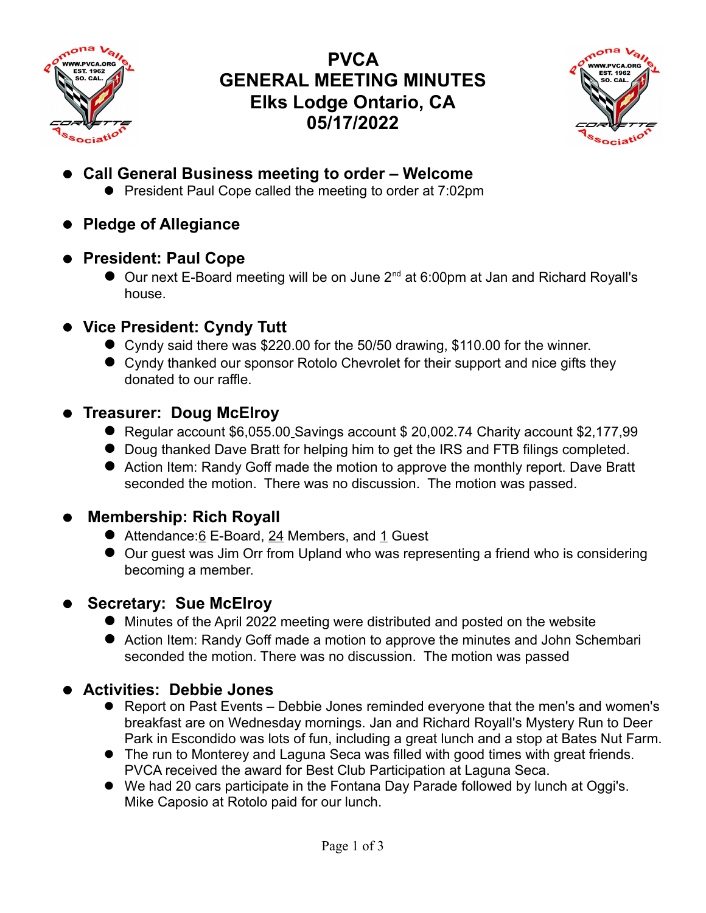# PVCA
# GENERAL MEETING MINUTES
# Elks Lodge Ontario, CA
# 05/17/2022

- **Call General Business meeting to order – Welcome**
  - President Paul Cope called the meeting to order at 7:02pm

- **Pledge of Allegiance**

- **President: Paul Cope**
  - Our next E-Board meeting will be on June 2nd at 6:00pm at Jan and Richard Royall's house.

- **Vice President: Cyndy Tutt**
  - Cyndy said there was $220.00 for the 50/50 drawing, $110.00 for the winner.
  - Cyndy thanked our sponsor Rotolo Chevrolet for their support and nice gifts they donated to our raffle.

- **Treasurer: Doug McElroy**
  - Regular account $6,055.00 Savings account $ 20,002.74 Charity account $2,177,99
  - Doug thanked Dave Bratt for helping him to get the IRS and FTB filings completed.
  - Action Item: Randy Goff made the motion to approve the monthly report. Dave Bratt seconded the motion. There was no discussion. The motion was passed.

- **Membership: Rich Royall**
  - Attendance:6 E-Board, 24 Members, and 1 Guest
  - Our guest was Jim Orr from Upland who was representing a friend who is considering becoming a member.

- **Secretary: Sue McElroy**
  - Minutes of the April 2022 meeting were distributed and posted on the website
  - Action Item: Randy Goff made a motion to approve the minutes and John Schembari seconded the motion. There was no discussion. The motion was passed

- **Activities: Debbie Jones**
  - Report on Past Events – Debbie Jones reminded everyone that the men's and women's breakfast are on Wednesday mornings. Jan and Richard Royall's Mystery Run to Deer Park in Escondido was lots of fun, including a great lunch and a stop at Bates Nut Farm.
  - The run to Monterey and Laguna Seca was filled with good times with great friends. PVCA received the award for Best Club Participation at Laguna Seca.
  - We had 20 cars participate in the Fontana Day Parade followed by lunch at Oggi's. Mike Caposio at Rotolo paid for our lunch.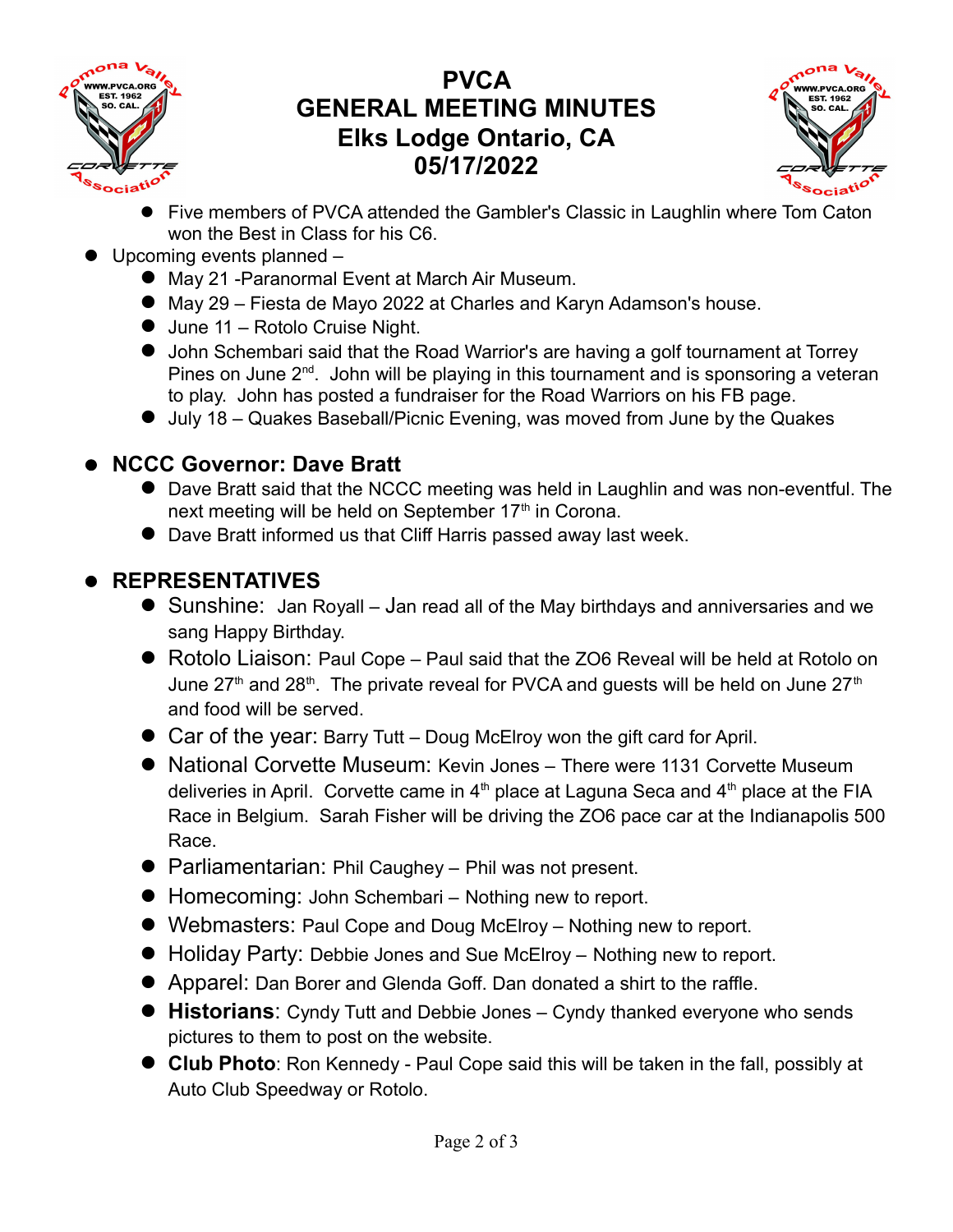# PVCA GENERAL MEETING MINUTES Elks Lodge Ontario, CA 05/17/2022

   - Five members of PVCA attended the Gambler's Classic in Laughlin where Tom Caton won the Best in Class for his C6.
- Upcoming events planned –
   - May 21 -Paranormal Event at March Air Museum.
   - May 29 – Fiesta de Mayo 2022 at Charles and Karyn Adamson's house.
   - June 11 – Rotolo Cruise Night.
   - John Schembari said that the Road Warrior's are having a golf tournament at Torrey Pines on June 2nd. John will be playing in this tournament and is sponsoring a veteran to play. John has posted a fundraiser for the Road Warriors on his FB page.
   - July 18 – Quakes Baseball/Picnic Evening, was moved from June by the Quakes

- **NCCC Governor: Dave Bratt**
   - Dave Bratt said that the NCCC meeting was held in Laughlin and was non-eventful. The next meeting will be held on September 17th in Corona.
   - Dave Bratt informed us that Cliff Harris passed away last week.

- **REPRESENTATIVES**
   - Sunshine: Jan Royall – Jan read all of the May birthdays and anniversaries and we sang Happy Birthday.
   - Rotolo Liaison: Paul Cope – Paul said that the ZO6 Reveal will be held at Rotolo on June 27th and 28th. The private reveal for PVCA and guests will be held on June 27th and food will be served.
   - Car of the year: Barry Tutt – Doug McElroy won the gift card for April.
   - National Corvette Museum: Kevin Jones – There were 1131 Corvette Museum deliveries in April. Corvette came in 4th place at Laguna Seca and 4th place at the FIA Race in Belgium. Sarah Fisher will be driving the ZO6 pace car at the Indianapolis 500 Race.
   - Parliamentarian: Phil Caughey – Phil was not present.
   - Homecoming: John Schembari – Nothing new to report.
   - Webmasters: Paul Cope and Doug McElroy – Nothing new to report.
   - Holiday Party: Debbie Jones and Sue McElroy – Nothing new to report.
   - Apparel: Dan Borer and Glenda Goff. Dan donated a shirt to the raffle.
   - **Historians**: Cyndy Tutt and Debbie Jones – Cyndy thanked everyone who sends pictures to them to post on the website.
   - **Club Photo**: Ron Kennedy - Paul Cope said this will be taken in the fall, possibly at Auto Club Speedway or Rotolo.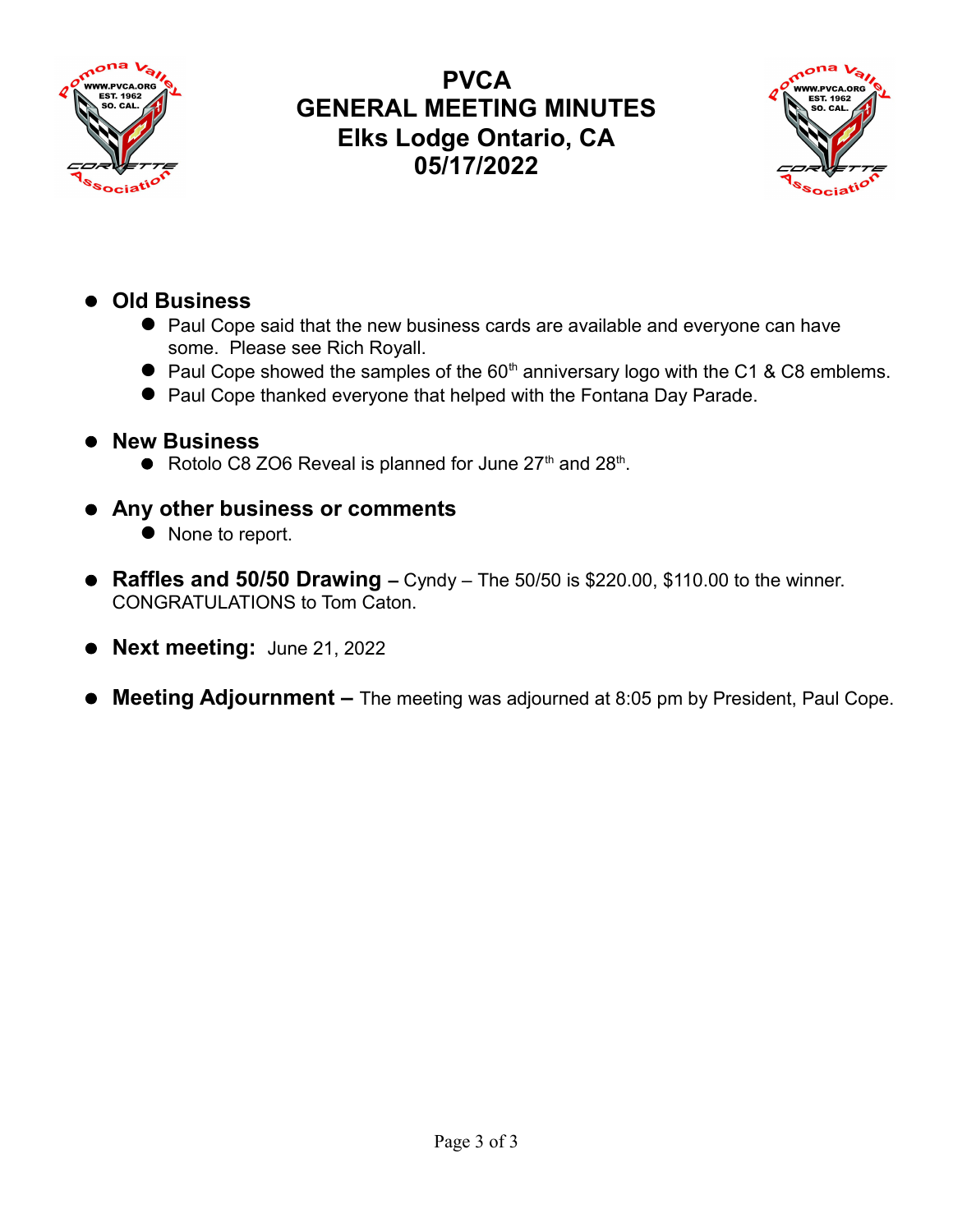# PVCA
# GENERAL MEETING MINUTES
# Elks Lodge Ontario, CA
# 05/17/2022

- **Old Business**
  - Paul Cope said that the new business cards are available and everyone can have some. Please see Rich Royall.
  - Paul Cope showed the samples of the 60th anniversary logo with the C1 & C8 emblems.
  - Paul Cope thanked everyone that helped with the Fontana Day Parade.

- **New Business**
  - Rotolo C8 ZO6 Reveal is planned for June 27th and 28th.

- **Any other business or comments**
  - None to report.

- **Raffles and 50/50 Drawing –** Cyndy – The 50/50 is $220.00, $110.00 to the winner. CONGRATULATIONS to Tom Caton.

- **Next meeting:** June 21, 2022

- **Meeting Adjournment –** The meeting was adjourned at 8:05 pm by President, Paul Cope.